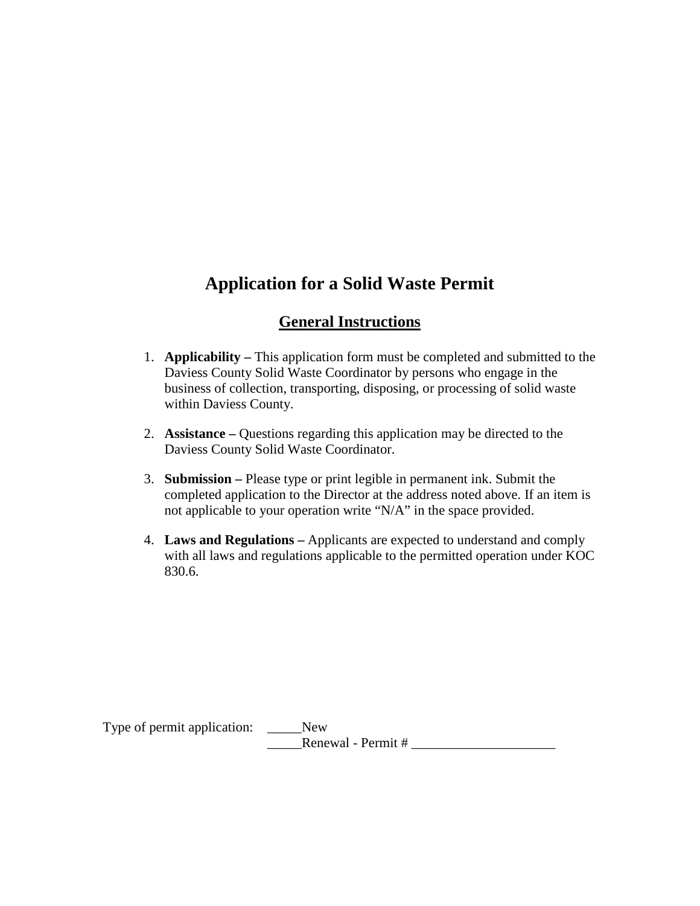# Application for a Solid Waste Permit

## General Instructions

1. **Applicability –** This application form must be completed and submitted to the Daviess County Solid Waste Coordinator by persons who engage in the business of collection, transporting, disposing, or processing of solid waste within Daviess County.

2. **Assistance –** Questions regarding this application may be directed to the Daviess County Solid Waste Coordinator.

3. **Submission –** Please type or print legible in permanent ink. Submit the completed application to the Director at the address noted above. If an item is not applicable to your operation write "N/A" in the space provided.

4. **Laws and Regulations –** Applicants are expected to understand and comply with all laws and regulations applicable to the permitted operation under KOC 830.6.

Type of permit application: _____New

_____Renewal - Permit # _____________________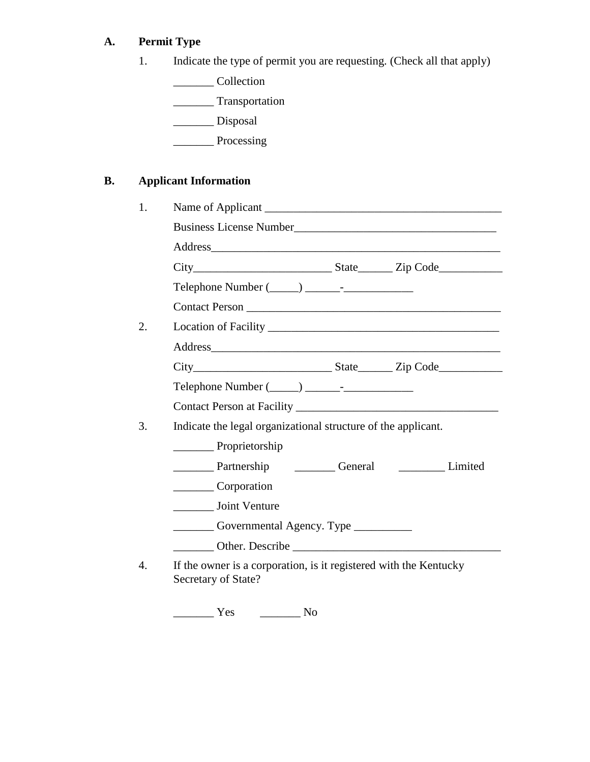**A. Permit Type**

1. Indicate the type of permit you are requesting. (Check all that apply)

   _______ Collection

   _______ Transportation

   _______ Disposal

   _______ Processing

**B. Applicant Information**

1. Name of Applicant ___________________________________________

   Business License Number____________________________________

   Address____________________________________________________

   City________________________ State______ Zip Code___________

   Telephone Number (_____) ______-____________

   Contact Person _____________________________________________

2. Location of Facility _________________________________________

   Address____________________________________________________

   City________________________ State______ Zip Code___________

   Telephone Number (_____) ______-____________

   Contact Person at Facility ___________________________________

3. Indicate the legal organizational structure of the applicant.

   _______ Proprietorship

   _______ Partnership _______ General ________ Limited

   _______ Corporation

   _______ Joint Venture

   _______ Governmental Agency. Type __________

   _______ Other. Describe ____________________________________

4. If the owner is a corporation, is it registered with the Kentucky Secretary of State?

   _______ Yes _______ No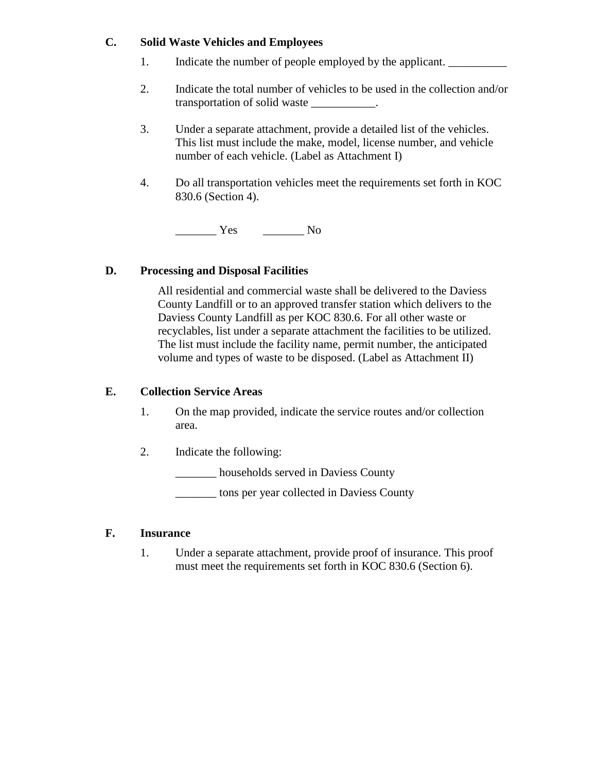## C. Solid Waste Vehicles and Employees

1. Indicate the number of people employed by the applicant. __________

2. Indicate the total number of vehicles to be used in the collection and/or transportation of solid waste ___________.

3. Under a separate attachment, provide a detailed list of the vehicles. This list must include the make, model, license number, and vehicle number of each vehicle. (Label as Attachment I)

4. Do all transportation vehicles meet the requirements set forth in KOC 830.6 (Section 4).

   _______ Yes _______ No

## D. Processing and Disposal Facilities

All residential and commercial waste shall be delivered to the Daviess County Landfill or to an approved transfer station which delivers to the Daviess County Landfill as per KOC 830.6. For all other waste or recyclables, list under a separate attachment the facilities to be utilized. The list must include the facility name, permit number, the anticipated volume and types of waste to be disposed. (Label as Attachment II)

## E. Collection Service Areas

1. On the map provided, indicate the service routes and/or collection area.

2. Indicate the following:

   _______ households served in Daviess County

   _______ tons per year collected in Daviess County

## F. Insurance

1. Under a separate attachment, provide proof of insurance. This proof must meet the requirements set forth in KOC 830.6 (Section 6).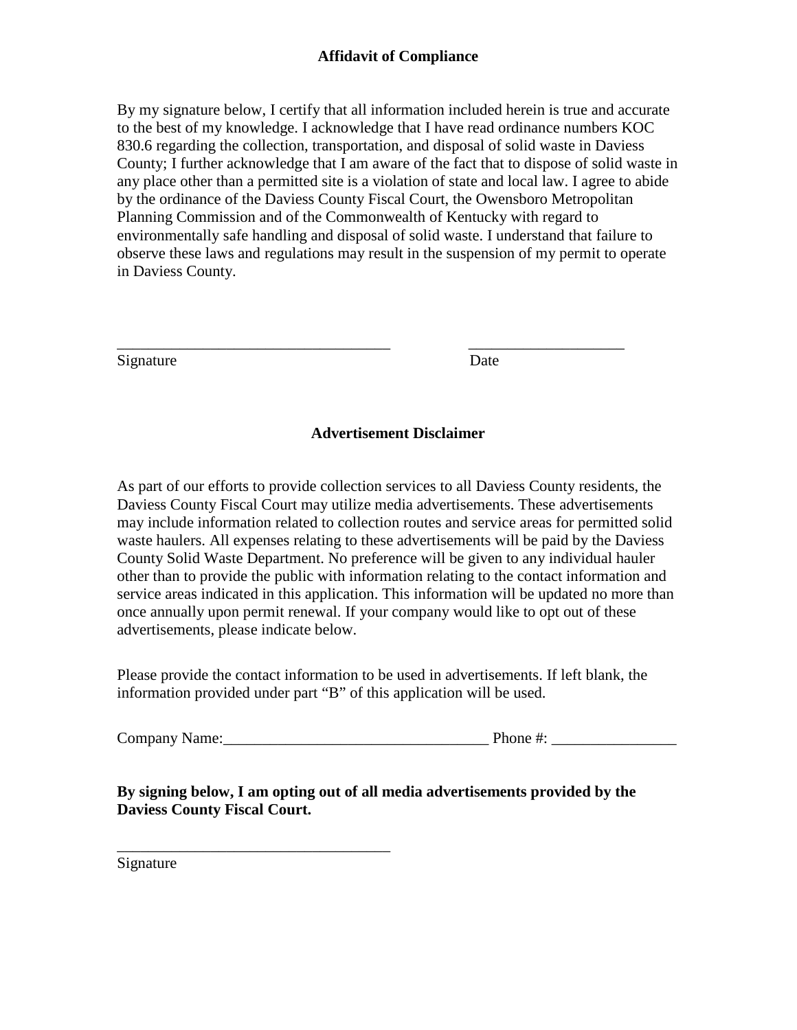## Affidavit of Compliance

By my signature below, I certify that all information included herein is true and accurate to the best of my knowledge. I acknowledge that I have read ordinance numbers KOC 830.6 regarding the collection, transportation, and disposal of solid waste in Daviess County; I further acknowledge that I am aware of the fact that to dispose of solid waste in any place other than a permitted site is a violation of state and local law. I agree to abide by the ordinance of the Daviess County Fiscal Court, the Owensboro Metropolitan Planning Commission and of the Commonwealth of Kentucky with regard to environmentally safe handling and disposal of solid waste. I understand that failure to observe these laws and regulations may result in the suspension of my permit to operate in Daviess County.

___________________________________ ____________________

Signature Date

## Advertisement Disclaimer

As part of our efforts to provide collection services to all Daviess County residents, the Daviess County Fiscal Court may utilize media advertisements. These advertisements may include information related to collection routes and service areas for permitted solid waste haulers. All expenses relating to these advertisements will be paid by the Daviess County Solid Waste Department. No preference will be given to any individual hauler other than to provide the public with information relating to the contact information and service areas indicated in this application. This information will be updated no more than once annually upon permit renewal. If your company would like to opt out of these advertisements, please indicate below.

Please provide the contact information to be used in advertisements. If left blank, the information provided under part "B" of this application will be used.

Company Name:__________________________________ Phone #: ________________

**By signing below, I am opting out of all media advertisements provided by the Daviess County Fiscal Court.**

___________________________________

Signature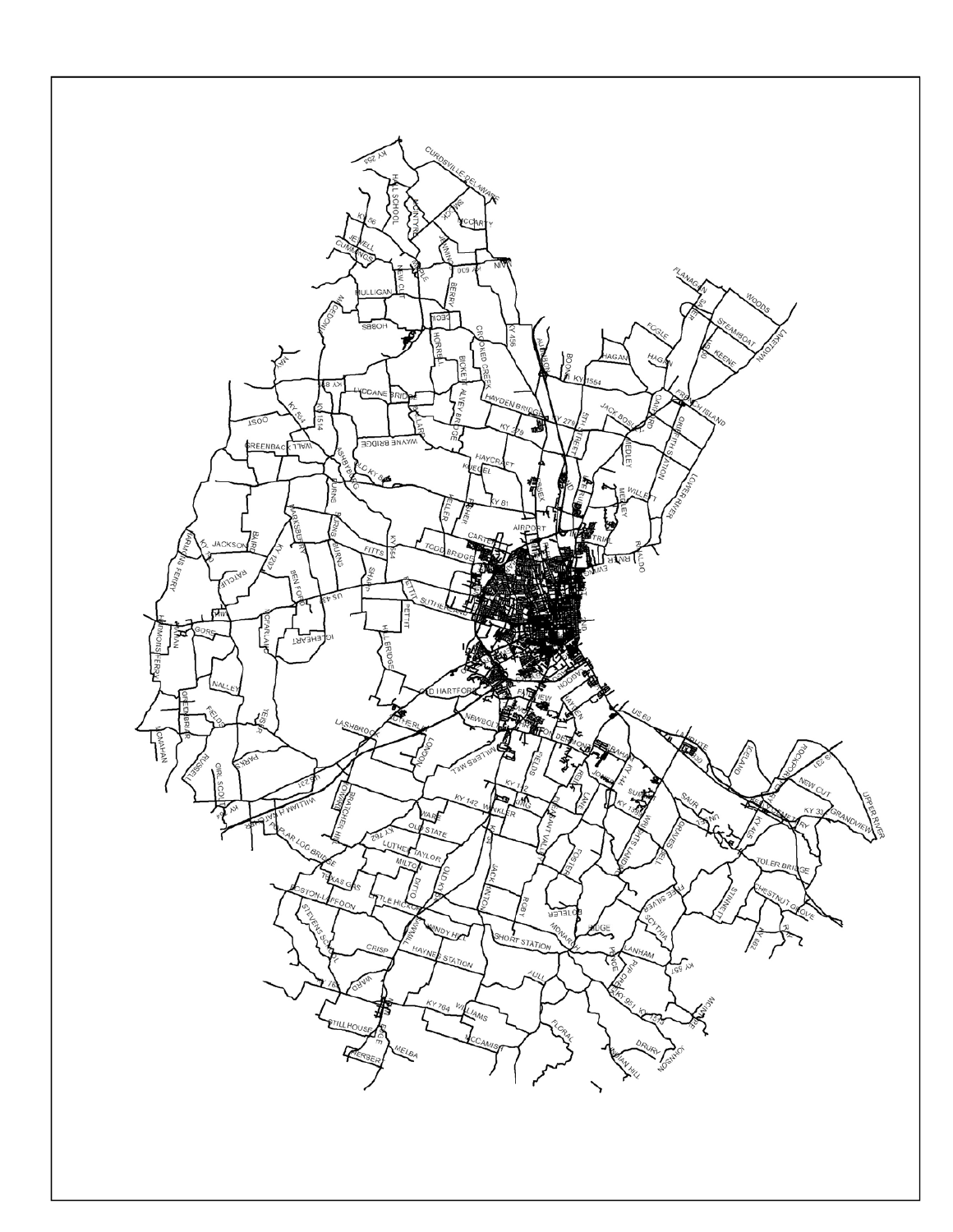KY 254
CURDSVILLE-DELAWARE
HALL SCHOOL
KY 56
MCINTYRE
MCCARTY
JEWELL
CUMMINGS
KY 500
NEW CUT
MULLIGAN
BERRY
HOBBS
CECIL
FLANAGAN
WOODS
STEAMBOAT
LAKETOWN
HAGAN
FOGLE
KEENE
CROOKED CREEK
KY 56
HORRELL
BOONE
KY 1554
LYDDANE BRIDGE
HAYDEN BRIDGE
KY 279
FRENCH ISLAND
JACK BOSWELL
GRIFFITH STATION
OOST
WAYNE BRIDGE
KY 1514
KY 554
BALLARD
MEDLEY
GREENBACK
ASHBY
OLD KY 81
HAYCRAFT
LOWER RIVER
KUEGEL
KY 81
WILLETT
BURNS
KELLER
AIRPORT
JACKSON
BAIRD
MARKSBERRY
FITTS
TODD BRIDGE
RINALDO
KY 1207
HARMONS FERRY
RATCLIFF
BEN FORD
US 431
PETTIT
SUTHERLAND
PETTIT
GORE
MCFARLAND
ISLEHEART
HILL BRIDGE
NALLEY
OLD HARTFORD
US 60
FIELDS
LASHBROOK
NEWBOLT
LAKE
ICELAND
ROCKPORT
GREENBRIAR
LONDON
MILLERS MILL
DEHMOND
FIELDS
KY 144
NEW CUT
MCMAHAN
PARKS
US 231
KY 142
REID
LANE
UPPER RIVER
RUSSELL
GIRL SCOUT
WILLIAM H NATCHER
KY 142
WARE
KY 762
WINKLER
SAUR
GRANDVIEW
KY 334
KY 405
POPLAR LOG BRIDGE
OLD STATE
LUTHER TAYLOR
PLEASANT VALLEY
FOSTER
WRIGHTS LANDING
TOLER BRIDGE
TEXAS GAS
MILTON
DITTO
OLD KY
STINNETT
CHESTNUT GROVE
BOSTON-LAFFOON
JACK HINTON
ROBY
BOTELER
FREE SILVER
STEVENS SCHOOL
WINDY HILL
SHORT STATION
MONARCH
LANHAM
KY 662
CRISP
HAYNES STATION
KY 764
WILLIAMS
FULL
FLORAL
DRURY
JOHNSON
WARD
STILL HOUSE
MCCAMISH
INDIAN HILL
MELBA
HERBERT